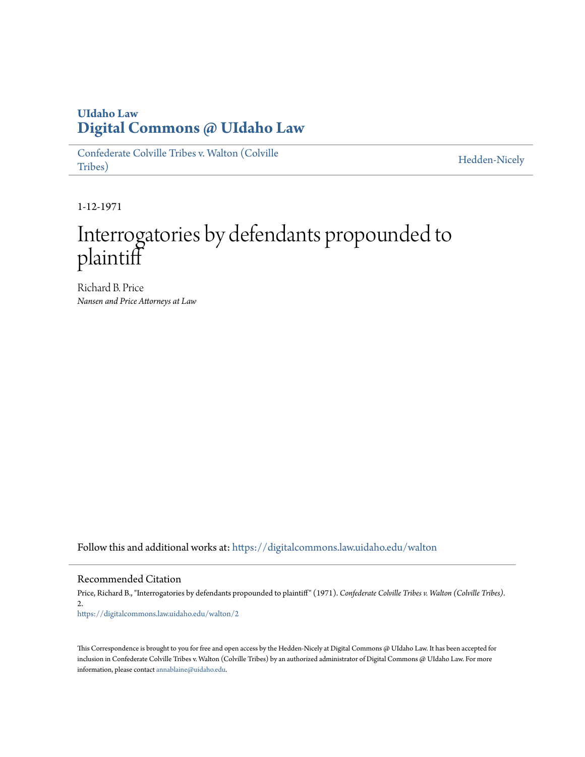UIdaho Law
**Digital Commons @ UIdaho Law**

Confederate Colville Tribes v. Walton (Colville Tribes)

Hedden-Nicely

1-12-1971

# Interrogatories by defendants propounded to plaintiff

Richard B. Price
*Nansen and Price Attorneys at Law*

Follow this and additional works at: https://digitalcommons.law.uidaho.edu/walton

## Recommended Citation

Price, Richard B., "Interrogatories by defendants propounded to plaintiff" (1971). *Confederate Colville Tribes v. Walton (Colville Tribes)*. 2.
https://digitalcommons.law.uidaho.edu/walton/2

This Correspondence is brought to you for free and open access by the Hedden-Nicely at Digital Commons @ UIdaho Law. It has been accepted for inclusion in Confederate Colville Tribes v. Walton (Colville Tribes) by an authorized administrator of Digital Commons @ UIdaho Law. For more information, please contact annablaine@uidaho.edu.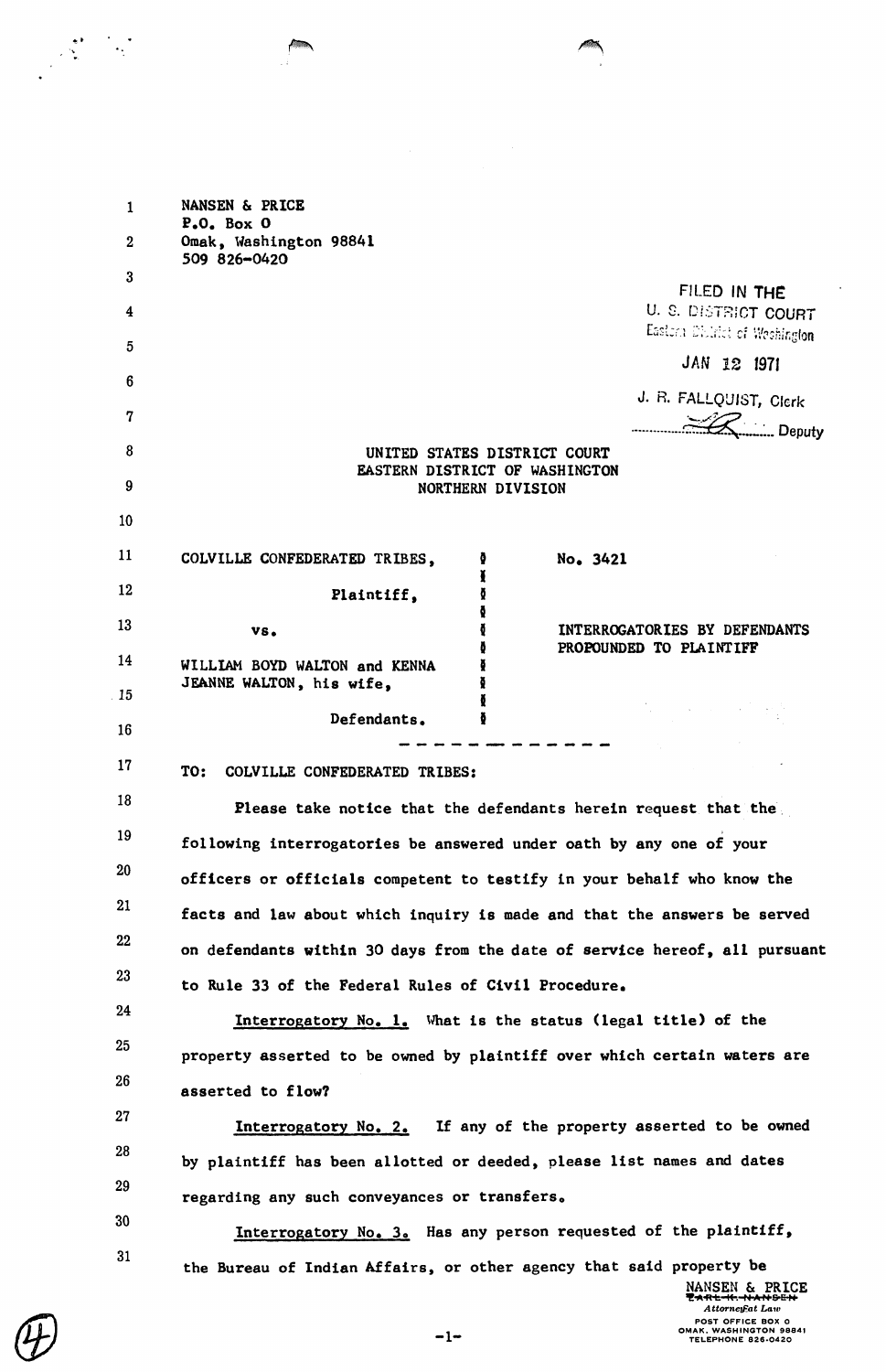NANSEN & PRICE
P.O. Box O
Omak, Washington 98841
509 826-0420

FILED IN THE
U. S. DISTRICT COURT
Eastern District of Washington

JAN 12 1971

J. R. FALLQUIST, Clerk
Deputy

UNITED STATES DISTRICT COURT
EASTERN DISTRICT OF WASHINGTON
NORTHERN DIVISION

| | |
|---|---|
| COLVILLE CONFEDERATED TRIBES, Plaintiff, vs. WILLIAM BOYD WALTON and KENNA JEANNE WALTON, his wife, Defendants. | No. 3421<br><br>INTERROGATORIES BY DEFENDANTS PROPOUNDED TO PLAINTIFF |

TO: COLVILLE CONFEDERATED TRIBES:

Please take notice that the defendants herein request that the following interrogatories be answered under oath by any one of your officers or officials competent to testify in your behalf who know the facts and law about which inquiry is made and that the answers be served on defendants within 30 days from the date of service hereof, all pursuant to Rule 33 of the Federal Rules of Civil Procedure.

Interrogatory No. 1. What is the status (legal title) of the property asserted to be owned by plaintiff over which certain waters are asserted to flow?

Interrogatory No. 2. If any of the property asserted to be owned by plaintiff has been allotted or deeded, please list names and dates regarding any such conveyances or transfers.

Interrogatory No. 3. Has any person requested of the plaintiff, the Bureau of Indian Affairs, or other agency that said property be

NANSEN & PRICE
Attorneys at Law
POST OFFICE BOX O
OMAK, WASHINGTON 98841
TELEPHONE 826-0420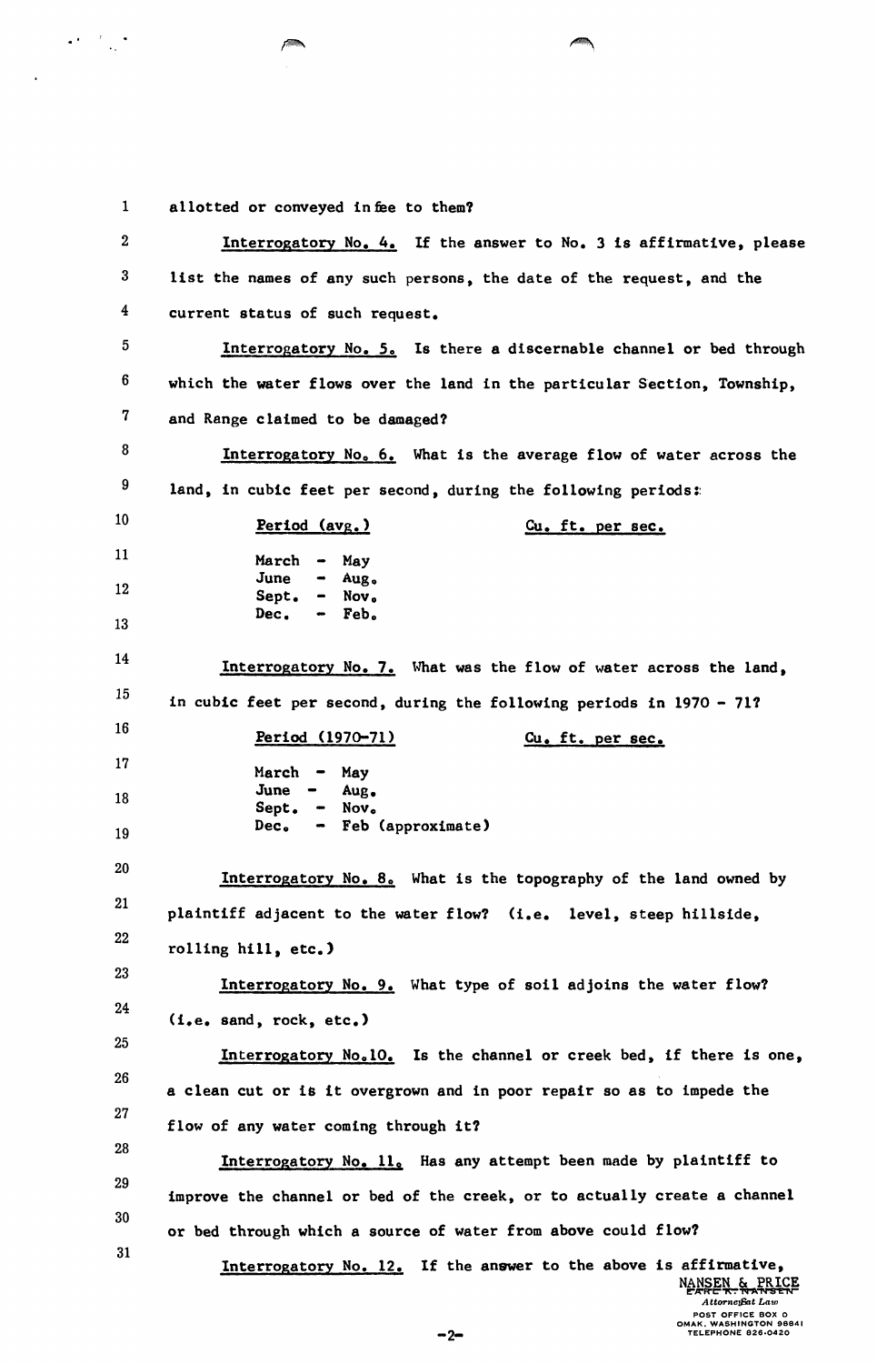allotted or conveyed in fee to them?

Interrogatory No. 4. If the answer to No. 3 is affirmative, please list the names of any such persons, the date of the request, and the current status of such request.

Interrogatory No. 5. Is there a discernable channel or bed through which the water flows over the land in the particular Section, Township, and Range claimed to be damaged?

Interrogatory No. 6. What is the average flow of water across the land, in cubic feet per second, during the following periods:

| Period (avg.) | Cu. ft. per sec. |
|---|---|
| March - May | |
| June - Aug. | |
| Sept. - Nov. | |
| Dec. - Feb. | |

Interrogatory No. 7. What was the flow of water across the land, in cubic feet per second, during the following periods in 1970 - 71?

| Period (1970-71) | Cu. ft. per sec. |
|---|---|
| March - May | |
| June - Aug. | |
| Sept. - Nov. | |
| Dec. - Feb (approximate) | |

Interrogatory No. 8. What is the topography of the land owned by plaintiff adjacent to the water flow? (i.e. level, steep hillside, rolling hill, etc.)

Interrogatory No. 9. What type of soil adjoins the water flow? (i.e. sand, rock, etc.)

Interrogatory No. 10. Is the channel or creek bed, if there is one, a clean cut or is it overgrown and in poor repair so as to impede the flow of any water coming through it?

Interrogatory No. 11. Has any attempt been made by plaintiff to improve the channel or bed of the creek, or to actually create a channel or bed through which a source of water from above could flow?

Interrogatory No. 12. If the answer to the above is affirmative,

NANSEN & PRICE
Attorneys at Law
POST OFFICE BOX O
OMAK, WASHINGTON 98841
TELEPHONE 826-0420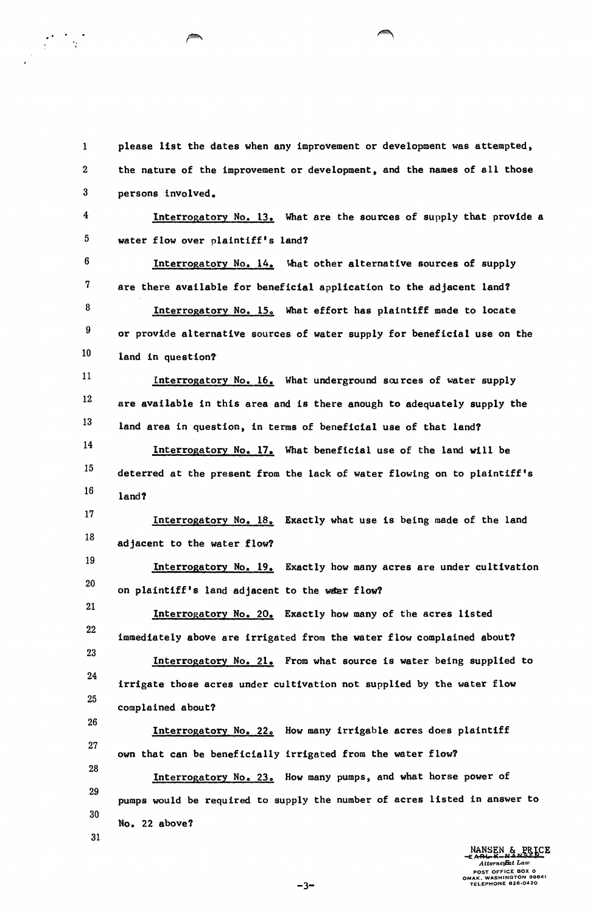please list the dates when any improvement or development was attempted, the nature of the improvement or development, and the names of all those persons involved.

<u>Interrogatory No. 13.</u> What are the sources of supply that provide a water flow over plaintiff's land?

<u>Interrogatory No. 14.</u> What other alternative sources of supply are there available for beneficial application to the adjacent land?

<u>Interrogatory No. 15.</u> What effort has plaintiff made to locate or provide alternative sources of water supply for beneficial use on the land in question?

<u>Interrogatory No. 16.</u> What underground sources of water supply are available in this area and is there anough to adequately supply the land area in question, in terms of beneficial use of that land?

<u>Interrogatory No. 17.</u> What beneficial use of the land will be deterred at the present from the lack of water flowing on to plaintiff's land?

<u>Interrogatory No. 18.</u> Exactly what use is being made of the land adjacent to the water flow?

<u>Interrogatory No. 19.</u> Exactly how many acres are under cultivation on plaintiff's land adjacent to the water flow?

<u>Interrogatory No. 20.</u> Exactly how many of the acres listed immediately above are irrigated from the water flow complained about?

<u>Interrogatory No. 21.</u> From what source is water being supplied to irrigate those acres under cultivation not supplied by the water flow complained about?

<u>Interrogatory No. 22.</u> How many irrigable acres does plaintiff own that can be beneficially irrigated from the water flow?

<u>Interrogatory No. 23.</u> How many pumps, and what horse power of pumps would be required to supply the number of acres listed in answer to No. 22 above?

NANSEN & PRICE
~~EARL K. NANSEN~~
*Attorneys at Law*
POST OFFICE BOX O
OMAK, WASHINGTON 98841
TELEPHONE 826-0420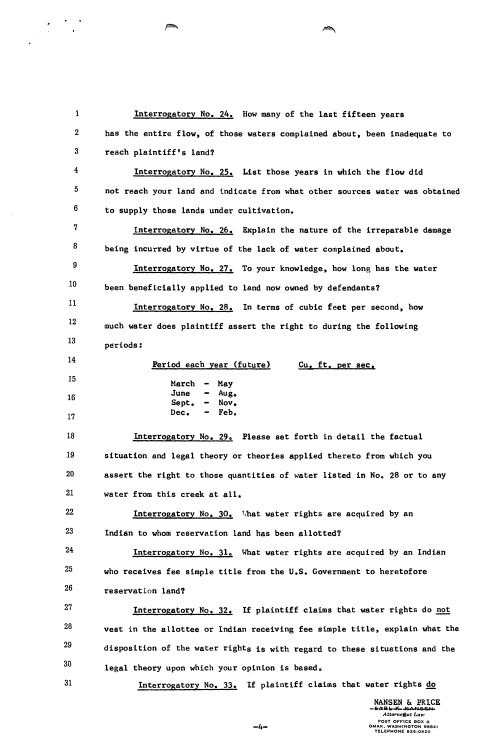Interrogatory No. 24. How many of the last fifteen years has the entire flow, of those waters complained about, been inadequate to reach plaintiff's land?

Interrogatory No. 25. List those years in which the flow did not reach your land and indicate from what other sources water was obtained to supply those lands under cultivation.

Interrogatory No. 26. Explain the nature of the irreparable damage being incurred by virtue of the lack of water complained about.

Interrogatory No. 27. To your knowledge, how long has the water been beneficially applied to land now owned by defendants?

Interrogatory No. 28. In terms of cubic feet per second, how much water does plaintiff assert the right to during the following periods:

| Period each year (future) | Cu. ft. per sec. |
|---|---|
| March - May | |
| June - Aug. | |
| Sept. - Nov. | |
| Dec. - Feb. | |

Interrogatory No. 29. Please set forth in detail the factual situation and legal theory or theories applied thereto from which you assert the right to those quantities of water listed in No. 28 or to any water from this creek at all.

Interrogatory No. 30. What water rights are acquired by an Indian to whom reservation land has been allotted?

Interrogatory No. 31. What water rights are acquired by an Indian who receives fee simple title from the U.S. Government to heretofore reservation land?

Interrogatory No. 32. If plaintiff claims that water rights do not vest in the allottee or Indian receiving fee simple title, explain what the disposition of the water rights is with regard to these situations and the legal theory upon which your opinion is based.

Interrogatory No. 33. If plaintiff claims that water rights do

NANSEN & PRICE
~~EARL K. NANSEN~~
*Attorneys at Law*
POST OFFICE BOX O
OMAK, WASHINGTON 98841
TELEPHONE 826-0420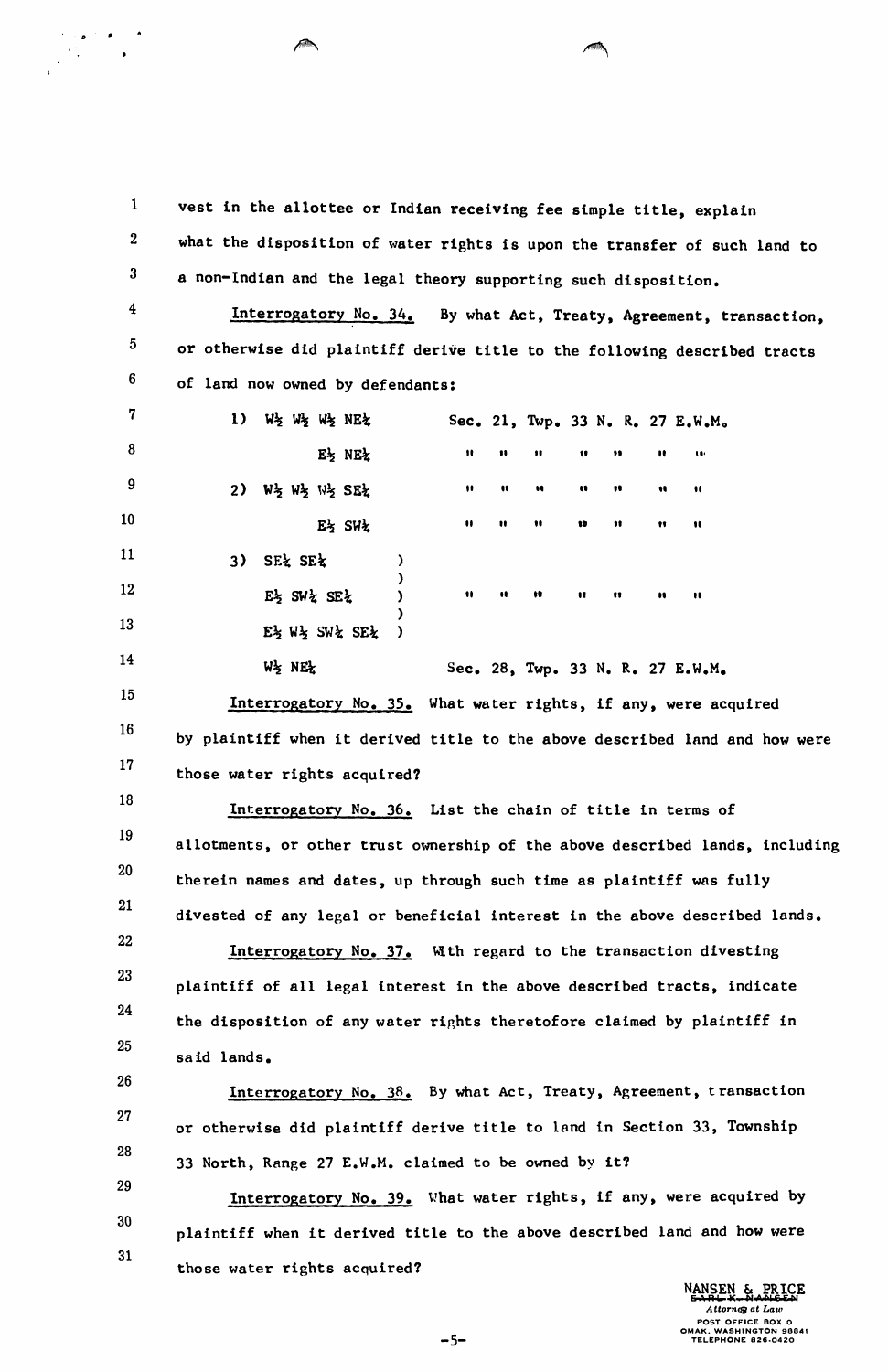vest in the allottee or Indian receiving fee simple title, explain what the disposition of water rights is upon the transfer of such land to a non-Indian and the legal theory supporting such disposition.

Interrogatory No. 34. By what Act, Treaty, Agreement, transaction, or otherwise did plaintiff derive title to the following described tracts of land now owned by defendants:

| | |
|---|---|
| 1) W½ W½ W½ NE¼ | Sec. 21, Twp. 33 N. R. 27 E.W.M. |
| E½ NE¼ | " " " " " " " |
| 2) W½ W½ W½ SE¼ | " " " " " " " |
| E½ SW¼ | " " " " " " " |
| 3) SE¼ SE¼<br>E½ SW¼ SE¼<br>E½ W½ SW¼ SE¼ | " " " " " " " |
| W½ NE¼ | Sec. 28, Twp. 33 N. R. 27 E.W.M. |

Interrogatory No. 35. What water rights, if any, were acquired by plaintiff when it derived title to the above described land and how were those water rights acquired?

Interrogatory No. 36. List the chain of title in terms of allotments, or other trust ownership of the above described lands, including therein names and dates, up through such time as plaintiff was fully divested of any legal or beneficial interest in the above described lands.

Interrogatory No. 37. With regard to the transaction divesting plaintiff of all legal interest in the above described tracts, indicate the disposition of any water rights theretofore claimed by plaintiff in said lands.

Interrogatory No. 38. By what Act, Treaty, Agreement, transaction or otherwise did plaintiff derive title to land in Section 33, Township 33 North, Range 27 E.W.M. claimed to be owned by it?

Interrogatory No. 39. What water rights, if any, were acquired by plaintiff when it derived title to the above described land and how were those water rights acquired?

NANSEN & PRICE
~~EARL K. NANSEN~~
*Attorneys at Law*
POST OFFICE BOX O
OMAK, WASHINGTON 98841
TELEPHONE 826-0420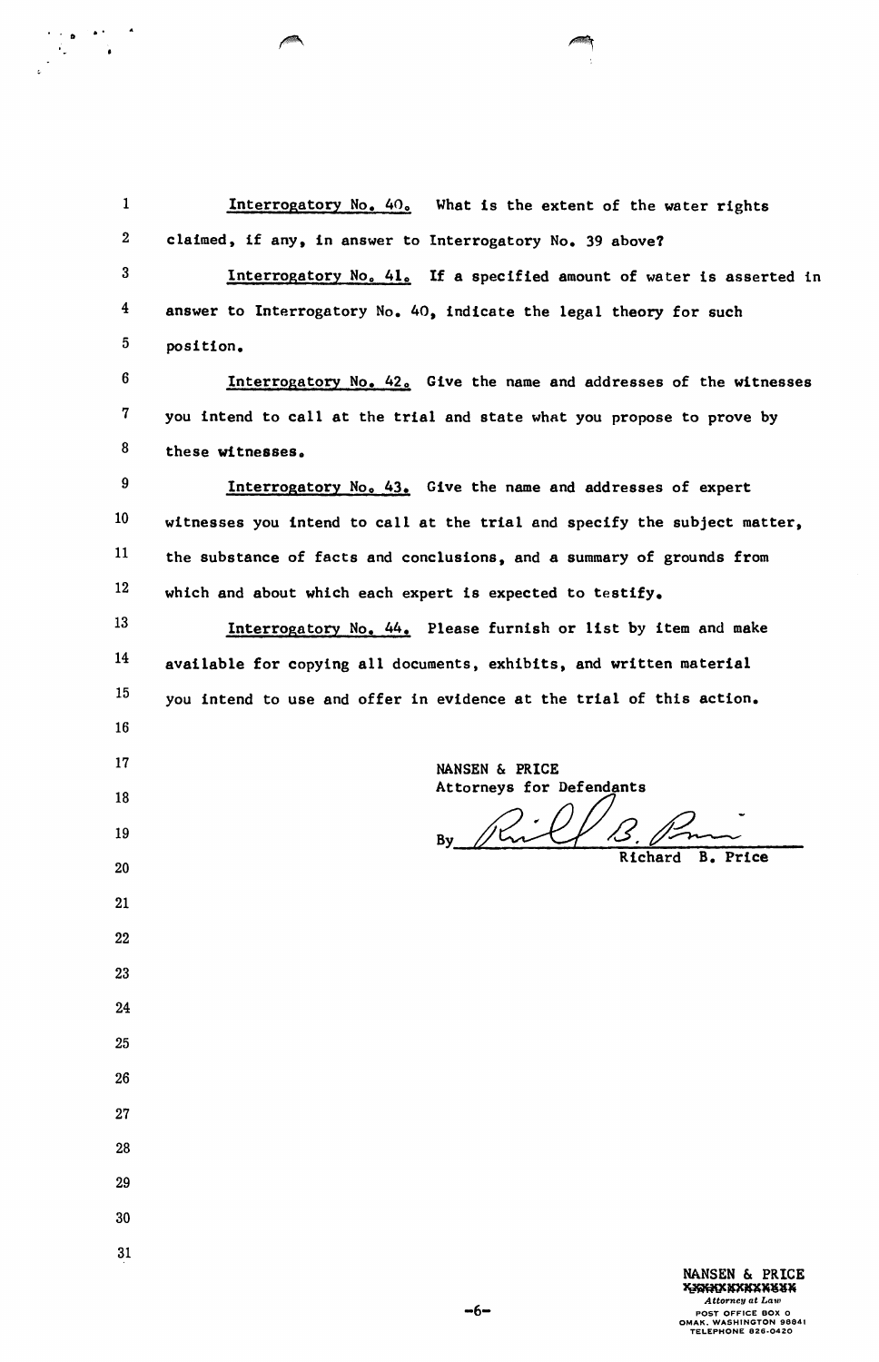Interrogatory No. 40. What is the extent of the water rights claimed, if any, in answer to Interrogatory No. 39 above?

Interrogatory No. 41. If a specified amount of water is asserted in answer to Interrogatory No. 40, indicate the legal theory for such position.

Interrogatory No. 42. Give the name and addresses of the witnesses you intend to call at the trial and state what you propose to prove by these witnesses.

Interrogatory No. 43. Give the name and addresses of expert witnesses you intend to call at the trial and specify the subject matter, the substance of facts and conclusions, and a summary of grounds from which and about which each expert is expected to testify.

Interrogatory No. 44. Please furnish or list by item and make available for copying all documents, exhibits, and written material you intend to use and offer in evidence at the trial of this action.

NANSEN & PRICE
Attorneys for Defendants

By ______________________
Richard B. Price

NANSEN & PRICE
*Attorney at Law*
POST OFFICE BOX O
OMAK, WASHINGTON 98841
TELEPHONE 826-0420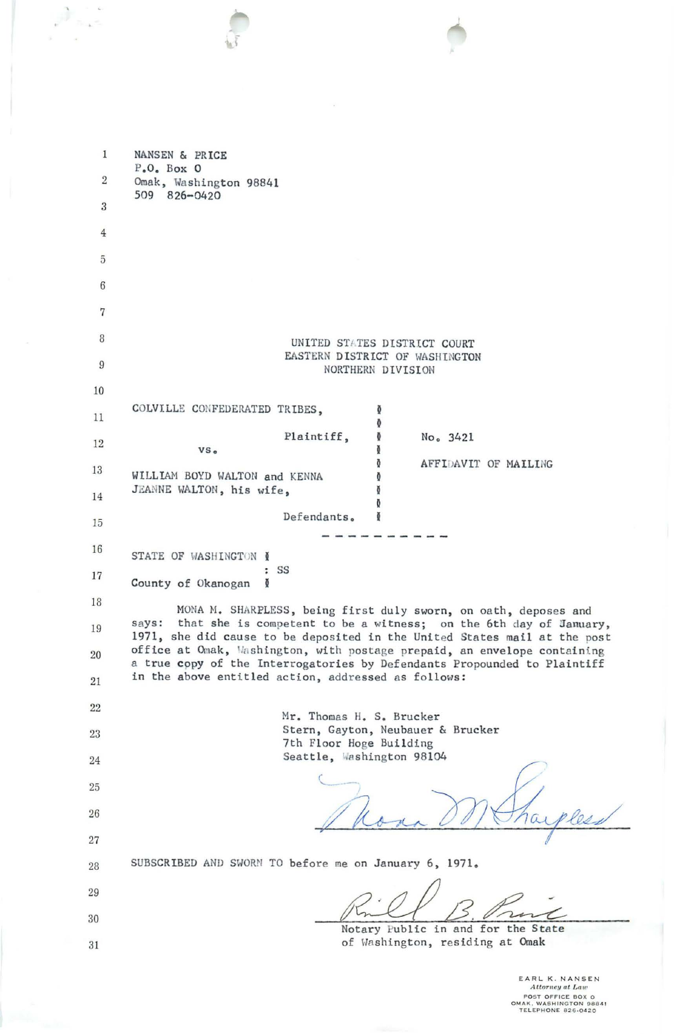NANSEN & PRICE
P.O. Box O
Omak, Washington 98841
509 826-0420

UNITED STATES DISTRICT COURT
EASTERN DISTRICT OF WASHINGTON
NORTHERN DIVISION

| | | |
|---|---|---|
| COLVILLE CONFEDERATED TRIBES, Plaintiff, | | No. 3421 |
| vs. | | AFFIDAVIT OF MAILING |
| WILLIAM BOYD WALTON and KENNA JEANNE WALTON, his wife, Defendants. | | |

STATE OF WASHINGTON )
: SS
County of Okanogan )

MONA M. SHARPLESS, being first duly sworn, on oath, deposes and says: that she is competent to be a witness; on the 6th day of January, 1971, she did cause to be deposited in the United States mail at the post office at Omak, Washington, with postage prepaid, an envelope containing a true copy of the Interrogatories by Defendants Propounded to Plaintiff in the above entitled action, addressed as follows:

Mr. Thomas H. S. Brucker
Stern, Gayton, Neubauer & Brucker
7th Floor Hoge Building
Seattle, Washington 98104

Mona M Sharpless

SUBSCRIBED AND SWORN TO before me on January 6, 1971.

Rill B. Price
Notary Public in and for the State of Washington, residing at Omak

EARL K. NANSEN
*Attorney at Law*
POST OFFICE BOX O
OMAK, WASHINGTON 98841
TELEPHONE 826-0420